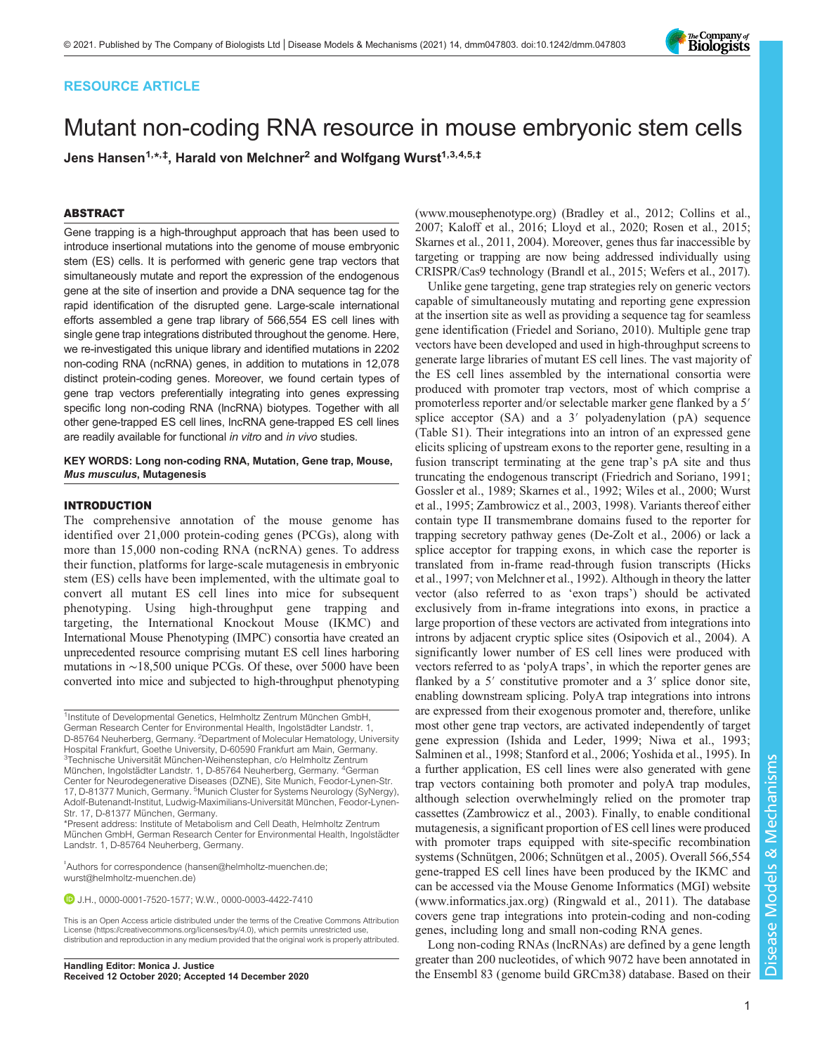RESOURCE ARTICLE

# Mutant non-coding RNA resource in mouse embryonic stem cells

**Jens Hansen[1,*,‡], Harald von Melchner[2] and Wolfgang Wurst[1,3,4,5,‡]**

## ABSTRACT

Gene trapping is a high-throughput approach that has been used to introduce insertional mutations into the genome of mouse embryonic stem (ES) cells. It is performed with generic gene trap vectors that simultaneously mutate and report the expression of the endogenous gene at the site of insertion and provide a DNA sequence tag for the rapid identification of the disrupted gene. Large-scale international efforts assembled a gene trap library of 566,554 ES cell lines with single gene trap integrations distributed throughout the genome. Here, we re-investigated this unique library and identified mutations in 2202 non-coding RNA (ncRNA) genes, in addition to mutations in 12,078 distinct protein-coding genes. Moreover, we found certain types of gene trap vectors preferentially integrating into genes expressing specific long non-coding RNA (lncRNA) biotypes. Together with all other gene-trapped ES cell lines, lncRNA gene-trapped ES cell lines are readily available for functional *in vitro* and *in vivo* studies.

**KEY WORDS: Long non-coding RNA, Mutation, Gene trap, Mouse, *Mus musculus*, Mutagenesis**

## INTRODUCTION

The comprehensive annotation of the mouse genome has identified over 21,000 protein-coding genes (PCGs), along with more than 15,000 non-coding RNA (ncRNA) genes. To address their function, platforms for large-scale mutagenesis in embryonic stem (ES) cells have been implemented, with the ultimate goal to convert all mutant ES cell lines into mice for subsequent phenotyping. Using high-throughput gene trapping and targeting, the International Knockout Mouse (IKMC) and International Mouse Phenotyping (IMPC) consortia have created an unprecedented resource comprising mutant ES cell lines harboring mutations in ∼18,500 unique PCGs. Of these, over 5000 have been converted into mice and subjected to high-throughput phenotyping (www.mousephenotype.org) (Bradley et al., 2012; Collins et al., 2007; Kaloff et al., 2016; Lloyd et al., 2020; Rosen et al., 2015; Skarnes et al., 2011, 2004). Moreover, genes thus far inaccessible by targeting or trapping are now being addressed individually using CRISPR/Cas9 technology (Brandl et al., 2015; Wefers et al., 2017).

Unlike gene targeting, gene trap strategies rely on generic vectors capable of simultaneously mutating and reporting gene expression at the insertion site as well as providing a sequence tag for seamless gene identification (Friedel and Soriano, 2010). Multiple gene trap vectors have been developed and used in high-throughput screens to generate large libraries of mutant ES cell lines. The vast majority of the ES cell lines assembled by the international consortia were produced with promoter trap vectors, most of which comprise a promoterless reporter and/or selectable marker gene flanked by a 5′ splice acceptor (SA) and a 3′ polyadenylation (pA) sequence (Table S1). Their integrations into an intron of an expressed gene elicits splicing of upstream exons to the reporter gene, resulting in a fusion transcript terminating at the gene trap's pA site and thus truncating the endogenous transcript (Friedrich and Soriano, 1991; Gossler et al., 1989; Skarnes et al., 1992; Wiles et al., 2000; Wurst et al., 1995; Zambrowicz et al., 2003, 1998). Variants thereof either contain type II transmembrane domains fused to the reporter for trapping secretory pathway genes (De-Zolt et al., 2006) or lack a splice acceptor for trapping exons, in which case the reporter is translated from in-frame read-through fusion transcripts (Hicks et al., 1997; von Melchner et al., 1992). Although in theory the latter vector (also referred to as 'exon traps') should be activated exclusively from in-frame integrations into exons, in practice a large proportion of these vectors are activated from integrations into introns by adjacent cryptic splice sites (Osipovich et al., 2004). A significantly lower number of ES cell lines were produced with vectors referred to as 'polyA traps', in which the reporter genes are flanked by a 5′ constitutive promoter and a 3′ splice donor site, enabling downstream splicing. PolyA trap integrations into introns are expressed from their exogenous promoter and, therefore, unlike most other gene trap vectors, are activated independently of target gene expression (Ishida and Leder, 1999; Niwa et al., 1993; Salminen et al., 1998; Stanford et al., 2006; Yoshida et al., 1995). In a further application, ES cell lines were also generated with gene trap vectors containing both promoter and polyA trap modules, although selection overwhelmingly relied on the promoter trap cassettes (Zambrowicz et al., 2003). Finally, to enable conditional mutagenesis, a significant proportion of ES cell lines were produced with promoter traps equipped with site-specific recombination systems (Schnütgen, 2006; Schnütgen et al., 2005). Overall 566,554 gene-trapped ES cell lines have been produced by the IKMC and can be accessed via the Mouse Genome Informatics (MGI) website (www.informatics.jax.org) (Ringwald et al., 2011). The database covers gene trap integrations into protein-coding and non-coding genes, including long and small non-coding RNA genes.

Long non-coding RNAs (lncRNAs) are defined by a gene length greater than 200 nucleotides, of which 9072 have been annotated in the Ensembl 83 (genome build GRCm38) database. Based on their

[1]Institute of Developmental Genetics, Helmholtz Zentrum München GmbH, German Research Center for Environmental Health, Ingolstädter Landstr. 1, D-85764 Neuherberg, Germany. [2]Department of Molecular Hematology, University Hospital Frankfurt, Goethe University, D-60590 Frankfurt am Main, Germany. [3]Technische Universität München-Weihenstephan, c/o Helmholtz Zentrum München, Ingolstädter Landstr. 1, D-85764 Neuherberg, Germany. [4]German Center for Neurodegenerative Diseases (DZNE), Site Munich, Feodor-Lynen-Str. 17, D-81377 Munich, Germany. [5]Munich Cluster for Systems Neurology (SyNergy), Adolf-Butenandt-Institut, Ludwig-Maximilians-Universität München, Feodor-Lynen-Str. 17, D-81377 München, Germany.

*Present address: Institute of Metabolism and Cell Death, Helmholtz Zentrum München GmbH, German Research Center for Environmental Health, Ingolstädter Landstr. 1, D-85764 Neuherberg, Germany.

‡Authors for correspondence (hansen@helmholtz-muenchen.de; wurst@helmholtz-muenchen.de)

J.H., 0000-0001-7520-1577; W.W., 0000-0003-4422-7410

This is an Open Access article distributed under the terms of the Creative Commons Attribution License (https://creativecommons.org/licenses/by/4.0), which permits unrestricted use, distribution and reproduction in any medium provided that the original work is properly attributed.

Handling Editor: Monica J. Justice
Received 12 October 2020; Accepted 14 December 2020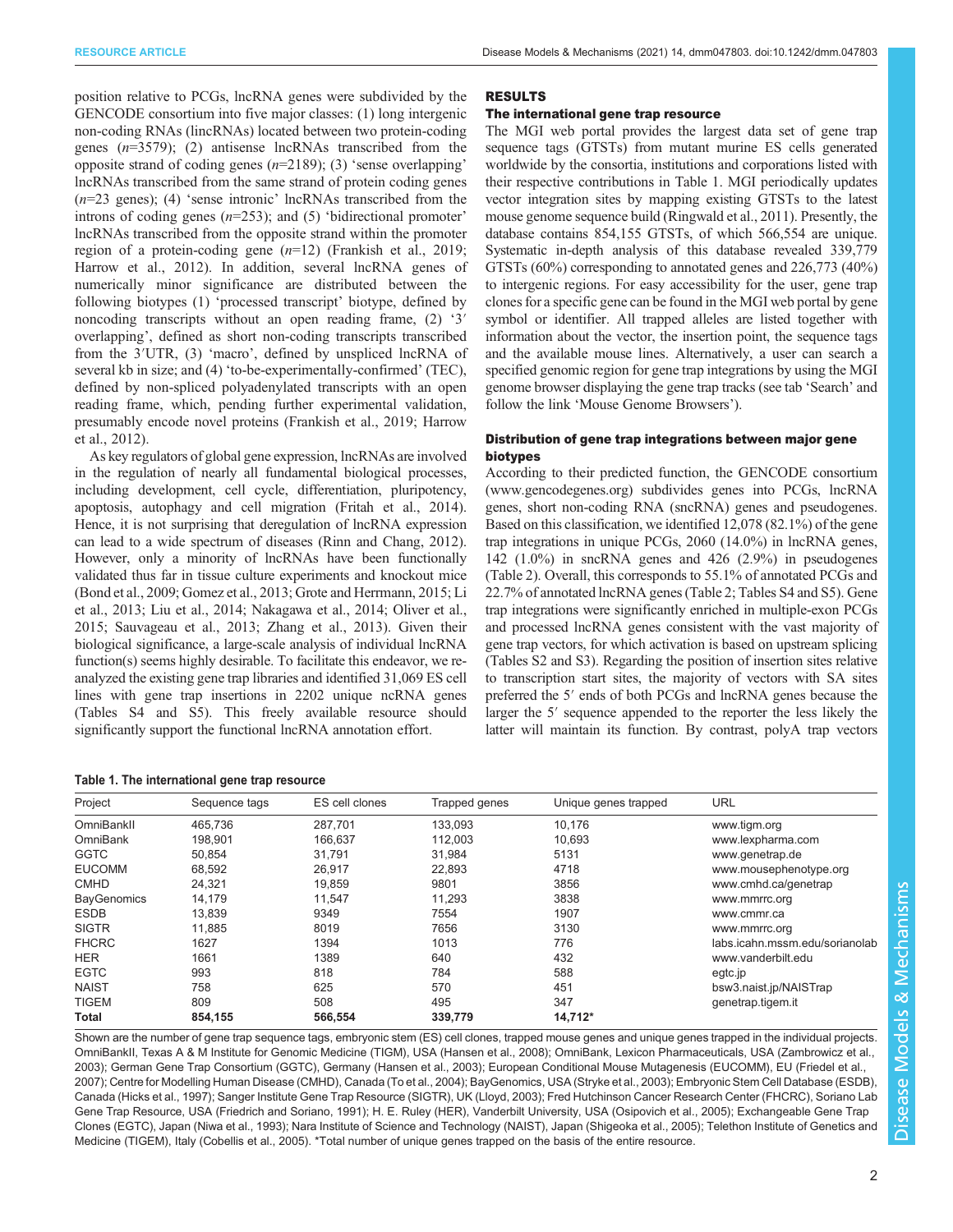position relative to PCGs, lncRNA genes were subdivided by the GENCODE consortium into five major classes: (1) long intergenic non-coding RNAs (lincRNAs) located between two protein-coding genes (*n*=3579); (2) antisense lncRNAs transcribed from the opposite strand of coding genes (*n*=2189); (3) 'sense overlapping' lncRNAs transcribed from the same strand of protein coding genes (*n*=23 genes); (4) 'sense intronic' lncRNAs transcribed from the introns of coding genes (*n*=253); and (5) 'bidirectional promoter' lncRNAs transcribed from the opposite strand within the promoter region of a protein-coding gene (*n*=12) (Frankish et al., 2019; Harrow et al., 2012). In addition, several lncRNA genes of numerically minor significance are distributed between the following biotypes (1) 'processed transcript' biotype, defined by noncoding transcripts without an open reading frame, (2) '3′ overlapping', defined as short non-coding transcripts transcribed from the 3′UTR, (3) 'macro', defined by unspliced lncRNA of several kb in size; and (4) 'to-be-experimentally-confirmed' (TEC), defined by non-spliced polyadenylated transcripts with an open reading frame, which, pending further experimental validation, presumably encode novel proteins (Frankish et al., 2019; Harrow et al., 2012).

As key regulators of global gene expression, lncRNAs are involved in the regulation of nearly all fundamental biological processes, including development, cell cycle, differentiation, pluripotency, apoptosis, autophagy and cell migration (Fritah et al., 2014). Hence, it is not surprising that deregulation of lncRNA expression can lead to a wide spectrum of diseases (Rinn and Chang, 2012). However, only a minority of lncRNAs have been functionally validated thus far in tissue culture experiments and knockout mice (Bond et al., 2009; Gomez et al., 2013; Grote and Herrmann, 2015; Li et al., 2013; Liu et al., 2014; Nakagawa et al., 2014; Oliver et al., 2015; Sauvageau et al., 2013; Zhang et al., 2013). Given their biological significance, a large-scale analysis of individual lncRNA function(s) seems highly desirable. To facilitate this endeavor, we re-analyzed the existing gene trap libraries and identified 31,069 ES cell lines with gene trap insertions in 2202 unique lncRNA genes (Tables S4 and S5). This freely available resource should significantly support the functional lncRNA annotation effort.

## RESULTS

### The international gene trap resource

The MGI web portal provides the largest data set of gene trap sequence tags (GTSTs) from mutant murine ES cells generated worldwide by the consortia, institutions and corporations listed with their respective contributions in Table 1. MGI periodically updates vector integration sites by mapping existing GTSTs to the latest mouse genome sequence build (Ringwald et al., 2011). Presently, the database contains 854,155 GTSTs, of which 566,554 are unique. Systematic in-depth analysis of this database revealed 339,779 GTSTs (60%) corresponding to annotated genes and 226,773 (40%) to intergenic regions. For easy accessibility for the user, gene trap clones for a specific gene can be found in the MGI web portal by gene symbol or identifier. All trapped alleles are listed together with information about the vector, the insertion point, the sequence tags and the available mouse lines. Alternatively, a user can search a specified genomic region for gene trap integrations by using the MGI genome browser displaying the gene trap tracks (see tab 'Search' and follow the link 'Mouse Genome Browsers').

### Distribution of gene trap integrations between major gene biotypes

According to their predicted function, the GENCODE consortium (www.gencodegenes.org) subdivides genes into PCGs, lncRNA genes, short non-coding RNA (sncRNA) genes and pseudogenes. Based on this classification, we identified 12,078 (82.1%) of the gene trap integrations in unique PCGs, 2060 (14.0%) in lncRNA genes, 142 (1.0%) in sncRNA genes and 426 (2.9%) in pseudogenes (Table 2). Overall, this corresponds to 55.1% of annotated PCGs and 22.7% of annotated lncRNA genes (Table 2; Tables S4 and S5). Gene trap integrations were significantly enriched in multiple-exon PCGs and processed lncRNA genes consistent with the vast majority of gene trap vectors, for which activation is based on upstream splicing (Tables S2 and S3). Regarding the position of insertion sites relative to transcription start sites, the majority of vectors with SA sites preferred the 5′ ends of both PCGs and lncRNA genes because the larger the 5′ sequence appended to the reporter the less likely the latter will maintain its function. By contrast, polyA trap vectors

**Table 1. The international gene trap resource**

| Project | Sequence tags | ES cell clones | Trapped genes | Unique genes trapped | URL |
|---|---|---|---|---|---|
| OmniBankII | 465,736 | 287,701 | 133,093 | 10,176 | www.tigm.org |
| OmniBank | 198,901 | 166,637 | 112,003 | 10,693 | www.lexpharma.com |
| GGTC | 50,854 | 31,791 | 31,984 | 5131 | www.genetrap.de |
| EUCOMM | 68,592 | 26,917 | 22,893 | 4718 | www.mousephenotype.org |
| CMHD | 24,321 | 19,859 | 9801 | 3856 | www.cmhd.ca/genetrap |
| BayGenomics | 14,179 | 11,547 | 11,293 | 3838 | www.mmrrc.org |
| ESDB | 13,839 | 9349 | 7554 | 1907 | www.cmmr.ca |
| SIGTR | 11,885 | 8019 | 7656 | 3130 | www.mmrrc.org |
| FHCRC | 1627 | 1394 | 1013 | 776 | labs.icahn.mssm.edu/sorianolab |
| HER | 1661 | 1389 | 640 | 432 | www.vanderbilt.edu |
| EGTC | 993 | 818 | 784 | 588 | egtc.jp |
| NAIST | 758 | 625 | 570 | 451 | bsw3.naist.jp/NAISTrap |
| TIGEM | 809 | 508 | 495 | 347 | genetrap.tigem.it |
| **Total** | **854,155** | **566,554** | **339,779** | **14,712*** | |

Shown are the number of gene trap sequence tags, embryonic stem (ES) cell clones, trapped mouse genes and unique genes trapped in the individual projects. OmniBankII, Texas A & M Institute for Genomic Medicine (TIGM), USA (Hansen et al., 2008); OmniBank, Lexicon Pharmaceuticals, USA (Zambrowicz et al., 2003); German Gene Trap Consortium (GGTC), Germany (Hansen et al., 2003); European Conditional Mouse Mutagenesis (EUCOMM), EU (Friedel et al., 2007); Centre for Modelling Human Disease (CMHD), Canada (To et al., 2004); BayGenomics, USA (Stryke et al., 2003); Embryonic Stem Cell Database (ESDB), Canada (Hicks et al., 1997); Sanger Institute Gene Trap Resource (SIGTR), UK (Lloyd, 2003); Fred Hutchinson Cancer Research Center (FHCRC), Soriano Lab Gene Trap Resource, USA (Friedrich and Soriano, 1991); H. E. Ruley (HER), Vanderbilt University, USA (Osipovich et al., 2005); Exchangeable Gene Trap Clones (EGTC), Japan (Niwa et al., 1993); Nara Institute of Science and Technology (NAIST), Japan (Shigeoka et al., 2005); Telethon Institute of Genetics and Medicine (TIGEM), Italy (Cobellis et al., 2005). *Total number of unique genes trapped on the basis of the entire resource.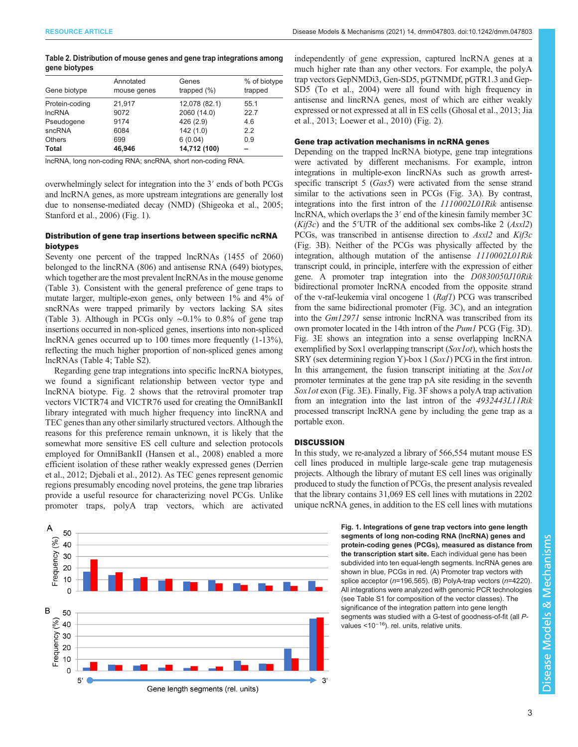**Table 2. Distribution of mouse genes and gene trap integrations among gene biotypes**

| Gene biotype | Annotated mouse genes | Genes trapped (%) | % of biotype trapped |
|---|---|---|---|
| Protein-coding | 21,917 | 12,078 (82.1) | 55.1 |
| lncRNA | 9072 | 2060 (14.0) | 22.7 |
| Pseudogene | 9174 | 426 (2.9) | 4.6 |
| sncRNA | 6084 | 142 (1.0) | 2.2 |
| Others | 699 | 6 (0.04) | 0.9 |
| **Total** | **46,946** | **14,712 (100)** | – |

lncRNA, long non-coding RNA; sncRNA, short non-coding RNA.

overwhelmingly select for integration into the 3′ ends of both PCGs and lncRNA genes, as more upstream integrations are generally lost due to nonsense-mediated decay (NMD) (Shigeoka et al., 2005; Stanford et al., 2006) (Fig. 1).

### Distribution of gene trap insertions between specific ncRNA biotypes

Seventy one percent of the trapped lncRNAs (1455 of 2060) belonged to the lincRNA (806) and antisense RNA (649) biotypes, which together are the most prevalent lncRNAs in the mouse genome (Table 3). Consistent with the general preference of gene traps to mutate larger, multiple-exon genes, only between 1% and 4% of sncRNAs were trapped primarily by vectors lacking SA sites (Table 3). Although in PCGs only ∼0.1% to 0.8% of gene trap insertions occurred in non-spliced genes, insertions into non-spliced lncRNA genes occurred up to 100 times more frequently (1-13%), reflecting the much higher proportion of non-spliced genes among lncRNAs (Table 4; Table S2).

Regarding gene trap integrations into specific lncRNA biotypes, we found a significant relationship between vector type and lncRNA biotype. Fig. 2 shows that the retroviral promoter trap vectors VICTR74 and VICTR76 used for creating the OmniBankII library integrated with much higher frequency into lincRNA and TEC genes than any other similarly structured vectors. Although the reasons for this preference remain unknown, it is likely that the somewhat more sensitive ES cell culture and selection protocols employed for OmniBankII (Hansen et al., 2008) enabled a more efficient isolation of these rather weakly expressed genes (Derrien et al., 2012; Djebali et al., 2012). As TEC genes represent genomic regions presumably encoding novel proteins, the gene trap libraries provide a useful resource for characterizing novel PCGs. Unlike promoter traps, polyA trap vectors, which are activated independently of gene expression, captured lncRNA genes at a much higher rate than any other vectors. For example, the polyA trap vectors GepNMDi3, Gen-SD5, pGTNMDf, pGTR1.3 and Gep-SD5 (To et al., 2004) were all found with high frequency in antisense and lincRNA genes, most of which are either weakly expressed or not expressed at all in ES cells (Ghosal et al., 2013; Jia et al., 2013; Loewer et al., 2010) (Fig. 2).

### Gene trap activation mechanisms in ncRNA genes

Depending on the trapped lncRNA biotype, gene trap integrations were activated by different mechanisms. For example, intron integrations in multiple-exon lincRNAs such as growth arrest-specific transcript 5 (*Gas5*) were activated from the sense strand similar to the activations seen in PCGs (Fig. 3A). By contrast, integrations into the first intron of the *1110002L01Rik* antisense lncRNA, which overlaps the 3′ end of the kinesin family member 3C (*Kif3c*) and the 5′UTR of the additional sex combs-like 2 (*Asxl2*) PCGs, was transcribed in antisense direction to *Asxl2* and *Kif3c* (Fig. 3B). Neither of the PCGs was physically affected by the integration, although mutation of the antisense *1110002L01Rik* transcript could, in principle, interfere with the expression of either gene. A promoter trap integration into the *D0830050J10Rik* bidirectional promoter lncRNA encoded from the opposite strand of the v-raf-leukemia viral oncogene 1 (*Raf1*) PCG was transcribed from the same bidirectional promoter (Fig. 3C), and an integration into the *Gm12971* sense intronic lncRNA was transcribed from its own promoter located in the 14th intron of the *Pum1* PCG (Fig. 3D). Fig. 3E shows an integration into a sense overlapping lncRNA exemplified by Sox1 overlapping transcript (*Sox1ot*), which hosts the SRY (sex determining region Y)-box 1 (*Sox1*) PCG in the first intron. In this arrangement, the fusion transcript initiating at the *Sox1ot* promoter terminates at the gene trap pA site residing in the seventh *Sox1ot* exon (Fig. 3E). Finally, Fig. 3F shows a polyA trap activation from an integration into the last intron of the *4932443L11Rik* processed transcript lncRNA gene by including the gene trap as a portable exon.

## DISCUSSION

In this study, we re-analyzed a library of 566,554 mutant mouse ES cell lines produced in multiple large-scale gene trap mutagenesis projects. Although the library of mutant ES cell lines was originally produced to study the function of PCGs, the present analysis revealed that the library contains 31,069 ES cell lines with mutations in 2202 unique ncRNA genes, in addition to the ES cell lines with mutations

**Fig. 1. Integrations of gene trap vectors into gene length segments of long non-coding RNA (lncRNA) genes and protein-coding genes (PCGs), measured as distance from the transcription start site.** Each individual gene has been subdivided into ten equal-length segments. lncRNA genes are shown in blue, PCGs in red. (A) Promoter trap vectors with splice acceptor ($n$=196,565). (B) PolyA-trap vectors ($n$=4220). All integrations were analyzed with genomic PCR technologies (see Table S1 for composition of the vector classes). The significance of the integration pattern into gene length segments was studied with a G-test of goodness-of-fit (all $P$-values $<10^{-16}$). rel. units, relative units.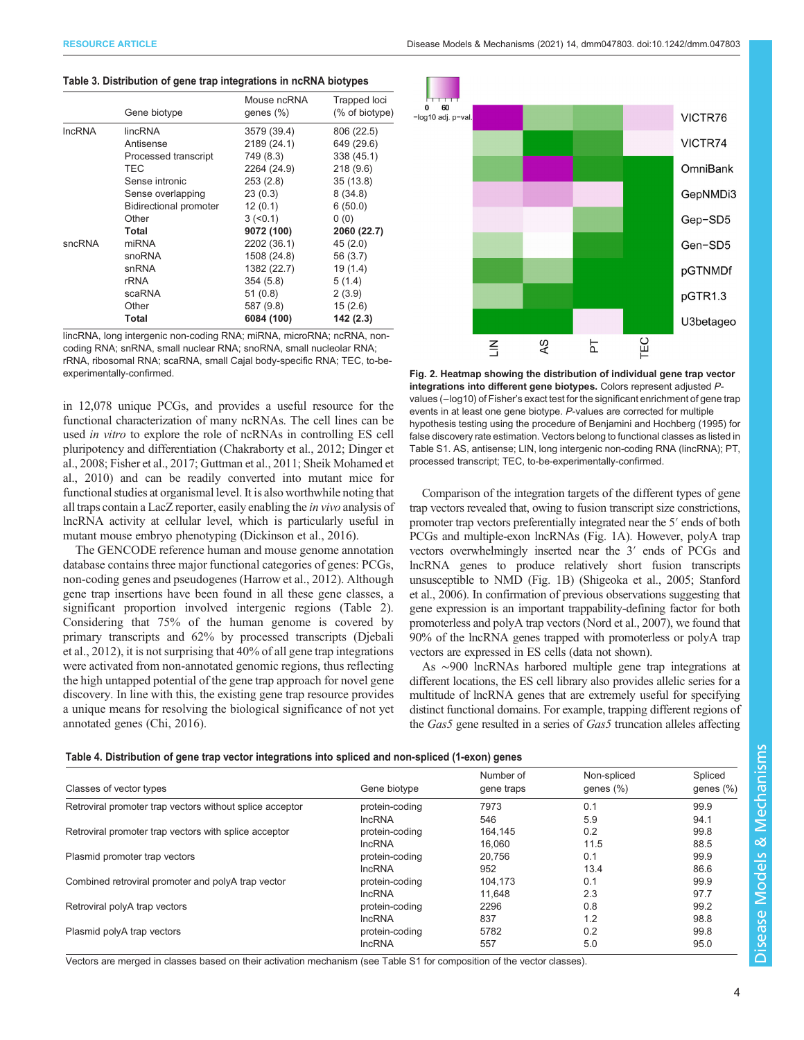**Table 3. Distribution of gene trap integrations in ncRNA biotypes**

| | Gene biotype | Mouse ncRNA genes (%) | Trapped loci (% of biotype) |
|---|---|---|---|
| lncRNA | lincRNA | 3579 (39.4) | 806 (22.5) |
| | Antisense | 2189 (24.1) | 649 (29.6) |
| | Processed transcript | 749 (8.3) | 338 (45.1) |
| | TEC | 2264 (24.9) | 218 (9.6) |
| | Sense intronic | 253 (2.8) | 35 (13.8) |
| | Sense overlapping | 23 (0.3) | 8 (34.8) |
| | Bidirectional promoter | 12 (0.1) | 6 (50.0) |
| | Other | 3 (<0.1) | 0 (0) |
| | **Total** | **9072 (100)** | **2060 (22.7)** |
| sncRNA | miRNA | 2202 (36.1) | 45 (2.0) |
| | snoRNA | 1508 (24.8) | 56 (3.7) |
| | snRNA | 1382 (22.7) | 19 (1.4) |
| | rRNA | 354 (5.8) | 5 (1.4) |
| | scaRNA | 51 (0.8) | 2 (3.9) |
| | Other | 587 (9.8) | 15 (2.6) |
| | **Total** | **6084 (100)** | **142 (2.3)** |

lincRNA, long intergenic non-coding RNA; miRNA, microRNA; ncRNA, non-coding RNA; snRNA, small nuclear RNA; snoRNA, small nucleolar RNA; rRNA, ribosomal RNA; scaRNA, small Cajal body-specific RNA; TEC, to-be-experimentally-confirmed.

in 12,078 unique PCGs, and provides a useful resource for the functional characterization of many ncRNAs. The cell lines can be used *in vitro* to explore the role of ncRNAs in controlling ES cell pluripotency and differentiation (Chakraborty et al., 2012; Dinger et al., 2008; Fisher et al., 2017; Guttman et al., 2011; Sheik Mohamed et al., 2010) and can be readily converted into mutant mice for functional studies at organismal level. It is also worthwhile noting that all traps contain a LacZ reporter, easily enabling the *in vivo* analysis of lncRNA activity at cellular level, which is particularly useful in mutant mouse embryo phenotyping (Dickinson et al., 2016).

The GENCODE reference human and mouse genome annotation database contains three major functional categories of genes: PCGs, non-coding genes and pseudogenes (Harrow et al., 2012). Although gene trap insertions have been found in all these gene classes, a significant proportion involved intergenic regions (Table 2). Considering that 75% of the human genome is covered by primary transcripts and 62% by processed transcripts (Djebali et al., 2012), it is not surprising that 40% of all gene trap integrations were activated from non-annotated genomic regions, thus reflecting the high untapped potential of the gene trap approach for novel gene discovery. In line with this, the existing gene trap resource provides a unique means for resolving the biological significance of not yet annotated genes (Chi, 2016).

**Fig. 2. Heatmap showing the distribution of individual gene trap vector integrations into different gene biotypes.** Colors represent adjusted *P*-values (−log10) of Fisher's exact test for the significant enrichment of gene trap events in at least one gene biotype. *P*-values are corrected for multiple hypothesis testing using the procedure of Benjamini and Hochberg (1995) for false discovery rate estimation. Vectors belong to functional classes as listed in Table S1. AS, antisense; LIN, long intergenic non-coding RNA (lincRNA); PT, processed transcript; TEC, to-be-experimentally-confirmed.

Comparison of the integration targets of the different types of gene trap vectors revealed that, owing to fusion transcript size constrictions, promoter trap vectors preferentially integrated near the 5′ ends of both PCGs and multiple-exon lncRNAs (Fig. 1A). However, polyA trap vectors overwhelmingly inserted near the 3′ ends of PCGs and lncRNA genes to produce relatively short fusion transcripts unsusceptible to NMD (Fig. 1B) (Shigeoka et al., 2005; Stanford et al., 2006). In confirmation of previous observations suggesting that gene expression is an important trappability-defining factor for both promoterless and polyA trap vectors (Nord et al., 2007), we found that 90% of the lncRNA genes trapped with promoterless or polyA trap vectors are expressed in ES cells (data not shown).

As ∼900 lncRNAs harbored multiple gene trap integrations at different locations, the ES cell library also provides allelic series for a multitude of lncRNA genes that are extremely useful for specifying distinct functional domains. For example, trapping different regions of the *Gas5* gene resulted in a series of *Gas5* truncation alleles affecting

**Table 4. Distribution of gene trap vector integrations into spliced and non-spliced (1-exon) genes**

| Classes of vector types | Gene biotype | Number of gene traps | Non-spliced genes (%) | Spliced genes (%) |
|---|---|---|---|---|
| Retroviral promoter trap vectors without splice acceptor | protein-coding | 7973 | 0.1 | 99.9 |
| | lncRNA | 546 | 5.9 | 94.1 |
| Retroviral promoter trap vectors with splice acceptor | protein-coding | 164,145 | 0.2 | 99.8 |
| | lncRNA | 16,060 | 11.5 | 88.5 |
| Plasmid promoter trap vectors | protein-coding | 20,756 | 0.1 | 99.9 |
| | lncRNA | 952 | 13.4 | 86.6 |
| Combined retroviral promoter and polyA trap vector | protein-coding | 104,173 | 0.1 | 99.9 |
| | lncRNA | 11,648 | 2.3 | 97.7 |
| Retroviral polyA trap vectors | protein-coding | 2296 | 0.8 | 99.2 |
| | lncRNA | 837 | 1.2 | 98.8 |
| Plasmid polyA trap vectors | protein-coding | 5782 | 0.2 | 99.8 |
| | lncRNA | 557 | 5.0 | 95.0 |

Vectors are merged in classes based on their activation mechanism (see Table S1 for composition of the vector classes).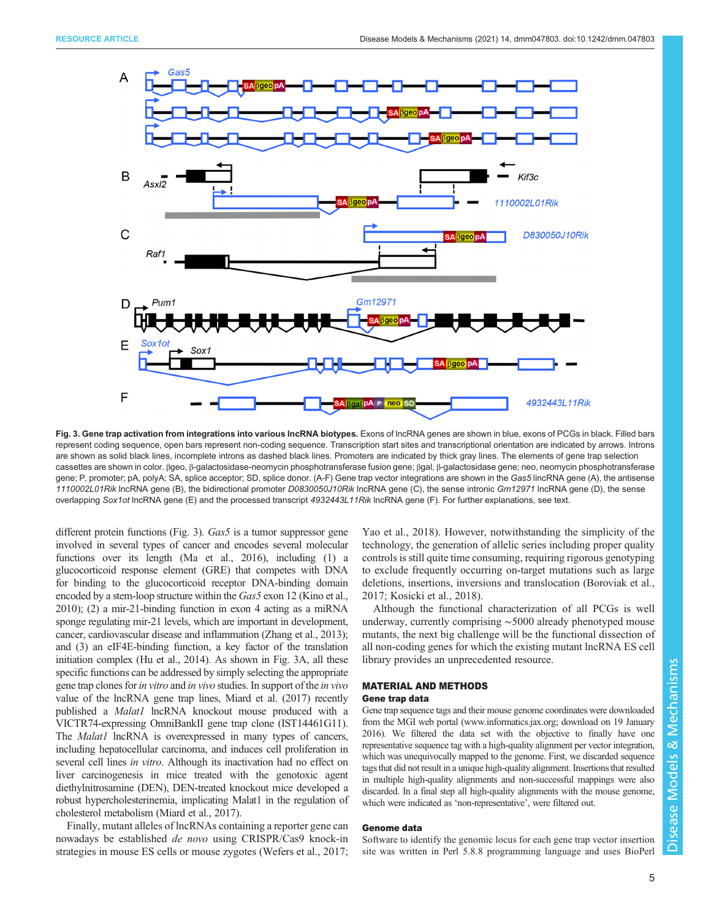**Fig. 3. Gene trap activation from integrations into various lncRNA biotypes.** Exons of lncRNA genes are shown in blue, exons of PCGs in black. Filled bars represent coding sequence, open bars represent non-coding sequence. Transcription start sites and transcriptional orientation are indicated by arrows. Introns are shown as solid black lines, incomplete introns as dashed black lines. Promoters are indicated by thick gray lines. The elements of gene trap selection cassettes are shown in color. βgeo, β-galactosidase-neomycin phosphotransferase fusion gene; βgal, β-galactosidase gene; neo, neomycin phosphotransferase gene; P, promoter; pA, polyA; SA, splice acceptor; SD, splice donor. (A-F) Gene trap vector integrations are shown in the *Gas5* lincRNA gene (A), the antisense *1110002L01Rik* lncRNA gene (B), the bidirectional promoter *D830050J10Rik* lncRNA gene (C), the sense intronic *Gm12971* lncRNA gene (D), the sense overlapping *Sox1ot* lncRNA gene (E) and the processed transcript *4932443L11Rik* lncRNA gene (F). For further explanations, see text.

different protein functions (Fig. 3). *Gas5* is a tumor suppressor gene involved in several types of cancer and encodes several molecular functions over its length (Ma et al., 2016), including (1) a glucocorticoid response element (GRE) that competes with DNA for binding to the glucocorticoid receptor DNA-binding domain encoded by a stem-loop structure within the *Gas5* exon 12 (Kino et al., 2010); (2) a mir-21-binding function in exon 4 acting as a miRNA sponge regulating mir-21 levels, which are important in development, cancer, cardiovascular disease and inflammation (Zhang et al., 2013); and (3) an eIF4E-binding function, a key factor of the translation initiation complex (Hu et al., 2014). As shown in Fig. 3A, all these specific functions can be addressed by simply selecting the appropriate gene trap clones for *in vitro* and *in vivo* studies. In support of the *in vivo* value of the lncRNA gene trap lines, Miard et al. (2017) recently published a *Malat1* lncRNA knockout mouse produced with a VICTR74-expressing OmniBankII gene trap clone (IST14461G11). The *Malat1* lncRNA is overexpressed in many types of cancers, including hepatocellular carcinoma, and induces cell proliferation in several cell lines *in vitro*. Although its inactivation had no effect on liver carcinogenesis in mice treated with the genotoxic agent diethylnitrosamine (DEN), DEN-treated knockout mice developed a robust hypercholesterinemia, implicating Malat1 in the regulation of cholesterol metabolism (Miard et al., 2017).

Finally, mutant alleles of lncRNAs containing a reporter gene can nowadays be established *de novo* using CRISPR/Cas9 knock-in strategies in mouse ES cells or mouse zygotes (Wefers et al., 2017; Yao et al., 2018). However, notwithstanding the simplicity of the technology, the generation of allelic series including proper quality controls is still quite time consuming, requiring rigorous genotyping to exclude frequently occurring on-target mutations such as large deletions, insertions, inversions and translocation (Boroviak et al., 2017; Kosicki et al., 2018).

Although the functional characterization of all PCGs is well underway, currently comprising ~5000 already phenotyped mouse mutants, the next big challenge will be the functional dissection of all non-coding genes for which the existing mutant lncRNA ES cell library provides an unprecedented resource.

## MATERIAL AND METHODS

### Gene trap data

Gene trap sequence tags and their mouse genome coordinates were downloaded from the MGI web portal (www.informatics.jax.org; download on 19 January 2016). We filtered the data set with the objective to finally have one representative sequence tag with a high-quality alignment per vector integration, which was unequivocally mapped to the genome. First, we discarded sequence tags that did not result in a unique high-quality alignment. Insertions that resulted in multiple high-quality alignments and non-successful mappings were also discarded. In a final step all high-quality alignments with the mouse genome, which were indicated as 'non-representative', were filtered out.

### Genome data

Software to identify the genomic locus for each gene trap vector insertion site was written in Perl 5.8.8 programming language and uses BioPerl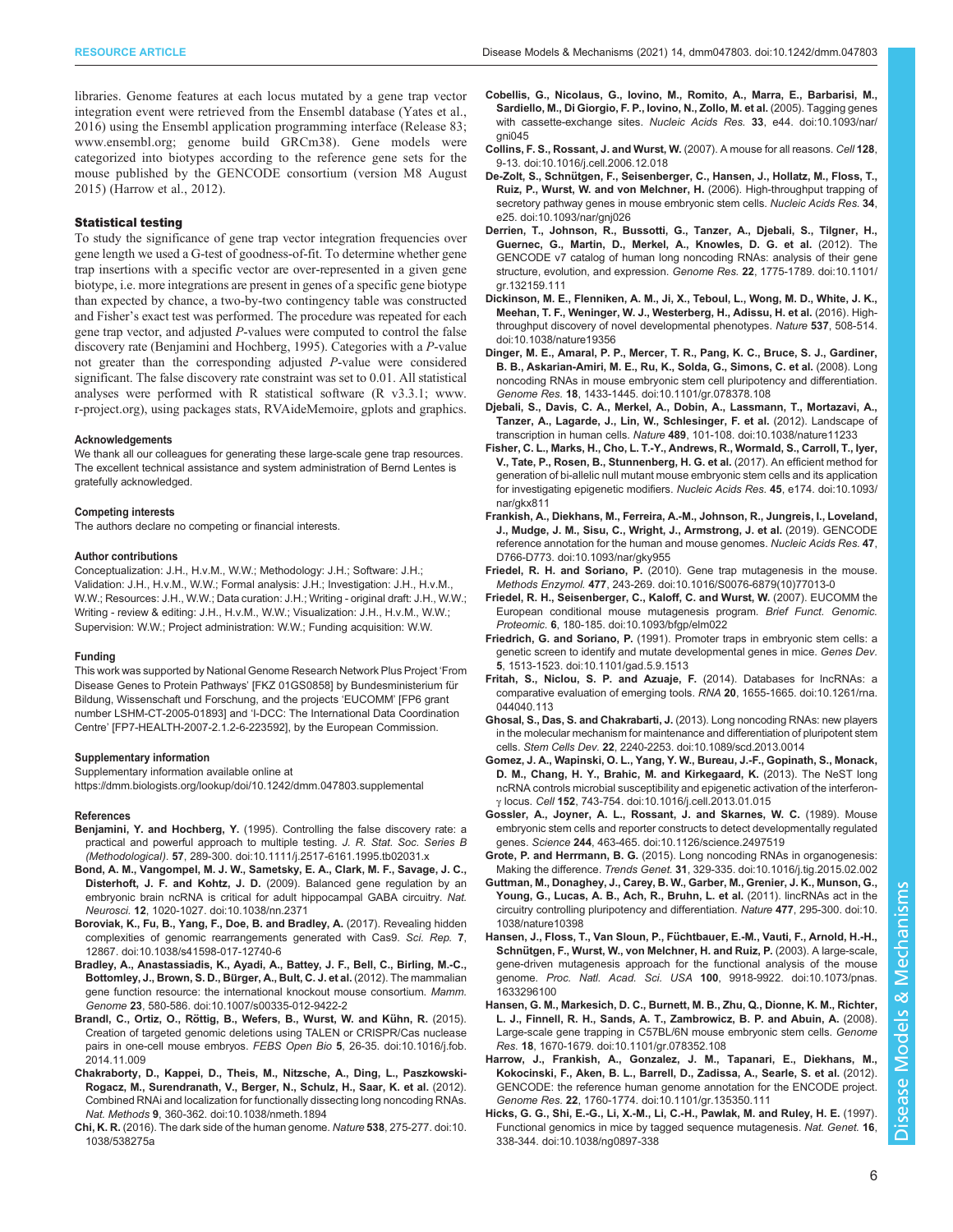libraries. Genome features at each locus mutated by a gene trap vector integration event were retrieved from the Ensembl database (Yates et al., 2016) using the Ensembl application programming interface (Release 83; www.ensembl.org; genome build GRCm38). Gene models were categorized into biotypes according to the reference gene sets for the mouse published by the GENCODE consortium (version M8 August 2015) (Harrow et al., 2012).

### Statistical testing

To study the significance of gene trap vector integration frequencies over gene length we used a G-test of goodness-of-fit. To determine whether gene trap insertions with a specific vector are over-represented in a given gene biotype, i.e. more integrations are present in genes of a specific gene biotype than expected by chance, a two-by-two contingency table was constructed and Fisher's exact test was performed. The procedure was repeated for each gene trap vector, and adjusted *P*-values were computed to control the false discovery rate (Benjamini and Hochberg, 1995). Categories with a *P*-value not greater than the corresponding adjusted *P*-value were considered significant. The false discovery rate constraint was set to 0.01. All statistical analyses were performed with R statistical software (R v3.3.1; www.r-project.org), using packages stats, RVAideMemoire, gplots and graphics.

#### Acknowledgements

We thank all our colleagues for generating these large-scale gene trap resources. The excellent technical assistance and system administration of Bernd Lentes is gratefully acknowledged.

#### Competing interests

The authors declare no competing or financial interests.

#### Author contributions

Conceptualization: J.H., H.v.M., W.W.; Methodology: J.H.; Software: J.H.; Validation: J.H., H.v.M., W.W.; Formal analysis: J.H.; Investigation: J.H., H.v.M., W.W.; Resources: J.H., W.W.; Data curation: J.H.; Writing - original draft: J.H., W.W.; Writing - review & editing: J.H., H.v.M., W.W.; Visualization: J.H., H.v.M., W.W.; Supervision: W.W.; Project administration: W.W.; Funding acquisition: W.W.

#### Funding

This work was supported by National Genome Research Network Plus Project 'From Disease Genes to Protein Pathways' [FKZ 01GS0858] by Bundesministerium für Bildung, Wissenschaft und Forschung, and the projects 'EUCOMM' [FP6 grant number LSHM-CT-2005-01893] and 'I-DCC: The International Data Coordination Centre' [FP7-HEALTH-2007-2.1.2-6-223592], by the European Commission.

#### Supplementary information

Supplementary information available online at https://dmm.biologists.org/lookup/doi/10.1242/dmm.047803.supplemental

#### References

**Benjamini, Y. and Hochberg, Y.** (1995). Controlling the false discovery rate: a practical and powerful approach to multiple testing. *J. R. Stat. Soc. Series B (Methodological)*. **57**, 289-300. doi:10.1111/j.2517-6161.1995.tb02031.x

**Bond, A. M., Vangompel, M. J. W., Sametsky, E. A., Clark, M. F., Savage, J. C., Disterhoft, J. F. and Kohtz, J. D.** (2009). Balanced gene regulation by an embryonic brain ncRNA is critical for adult hippocampal GABA circuitry. *Nat. Neurosci.* **12**, 1020-1027. doi:10.1038/nn.2371

**Boroviak, K., Fu, B., Yang, F., Doe, B. and Bradley, A.** (2017). Revealing hidden complexities of genomic rearrangements generated with Cas9. *Sci. Rep.* **7**, 12867. doi:10.1038/s41598-017-12740-6

**Bradley, A., Anastassiadis, K., Ayadi, A., Battey, J. F., Bell, C., Birling, M.-C., Bottomley, J., Brown, S. D., Bürger, A., Bult, C. J. et al.** (2012). The mammalian gene function resource: the international knockout mouse consortium. *Mamm. Genome* **23**, 580-586. doi:10.1007/s00335-012-9422-2

**Brandl, C., Ortiz, O., Röttig, B., Wefers, B., Wurst, W. and Kühn, R.** (2015). Creation of targeted genomic deletions using TALEN or CRISPR/Cas nuclease pairs in one-cell mouse embryos. *FEBS Open Bio* **5**, 26-35. doi:10.1016/j.fob.2014.11.009

**Chakraborty, D., Kappei, D., Theis, M., Nitzsche, A., Ding, L., Paszkowski-Rogacz, M., Surendranath, V., Berger, N., Schulz, H., Saar, K. et al.** (2012). Combined RNAi and localization for functionally dissecting long noncoding RNAs. *Nat. Methods* **9**, 360-362. doi:10.1038/nmeth.1894

**Chi, K. R.** (2016). The dark side of the human genome. *Nature* **538**, 275-277. doi:10.1038/538275a

**Cobellis, G., Nicolaus, G., Iovino, M., Romito, A., Marra, E., Barbarisi, M., Sardiello, M., Di Giorgio, F. P., Iovino, N., Zollo, M. et al.** (2005). Tagging genes with cassette-exchange sites. *Nucleic Acids Res.* **33**, e44. doi:10.1093/nar/gni045

**Collins, F. S., Rossant, J. and Wurst, W.** (2007). A mouse for all reasons. *Cell* **128**, 9-13. doi:10.1016/j.cell.2006.12.018

**De-Zolt, S., Schnütgen, F., Seisenberger, C., Hansen, J., Hollatz, M., Floss, T., Ruiz, P., Wurst, W. and von Melchner, H.** (2006). High-throughput trapping of secretory pathway genes in mouse embryonic stem cells. *Nucleic Acids Res.* **34**, e25. doi:10.1093/nar/gnj026

**Derrien, T., Johnson, R., Bussotti, G., Tanzer, A., Djebali, S., Tilgner, H., Guernec, G., Martin, D., Merkel, A., Knowles, D. G. et al.** (2012). The GENCODE v7 catalog of human long noncoding RNAs: analysis of their gene structure, evolution, and expression. *Genome Res.* **22**, 1775-1789. doi:10.1101/gr.132159.111

**Dickinson, M. E., Flenniken, A. M., Ji, X., Teboul, L., Wong, M. D., White, J. K., Meehan, T. F., Weninger, W. J., Westerberg, H., Adissu, H. et al.** (2016). High-throughput discovery of novel developmental phenotypes. *Nature* **537**, 508-514. doi:10.1038/nature19356

**Dinger, M. E., Amaral, P. P., Mercer, T. R., Pang, K. C., Bruce, S. J., Gardiner, B. B., Askarian-Amiri, M. E., Ru, K., Solda, G., Simons, C. et al.** (2008). Long noncoding RNAs in mouse embryonic stem cell pluripotency and differentiation. *Genome Res.* **18**, 1433-1445. doi:10.1101/gr.078378.108

**Djebali, S., Davis, C. A., Merkel, A., Dobin, A., Lassmann, T., Mortazavi, A., Tanzer, A., Lagarde, J., Lin, W., Schlesinger, F. et al.** (2012). Landscape of transcription in human cells. *Nature* **489**, 101-108. doi:10.1038/nature11233

**Fisher, C. L., Marks, H., Cho, L. T.-Y., Andrews, R., Wormald, S., Carroll, T., Iyer, V., Tate, P., Rosen, B., Stunnenberg, H. G. et al.** (2017). An efficient method for generation of bi-allelic null mutant mouse embryonic stem cells and its application for investigating epigenetic modifiers. *Nucleic Acids Res.* **45**, e174. doi:10.1093/nar/gkx811

**Frankish, A., Diekhans, M., Ferreira, A.-M., Johnson, R., Jungreis, I., Loveland, J., Mudge, J. M., Sisu, C., Wright, J., Armstrong, J. et al.** (2019). GENCODE reference annotation for the human and mouse genomes. *Nucleic Acids Res.* **47**, D766-D773. doi:10.1093/nar/gky955

**Friedel, R. H. and Soriano, P.** (2010). Gene trap mutagenesis in the mouse. *Methods Enzymol.* **477**, 243-269. doi:10.1016/S0076-6879(10)77013-0

**Friedel, R. H., Seisenberger, C., Kaloff, C. and Wurst, W.** (2007). EUCOMM the European conditional mouse mutagenesis program. *Brief Funct. Genomic. Proteomic.* **6**, 180-185. doi:10.1093/bfgp/elm022

**Friedrich, G. and Soriano, P.** (1991). Promoter traps in embryonic stem cells: a genetic screen to identify and mutate developmental genes in mice. *Genes Dev.* **5**, 1513-1523. doi:10.1101/gad.5.9.1513

**Fritah, S., Niclou, S. P. and Azuaje, F.** (2014). Databases for lncRNAs: a comparative evaluation of emerging tools. *RNA* **20**, 1655-1665. doi:10.1261/rna.044040.113

**Ghosal, S., Das, S. and Chakrabarti, J.** (2013). Long noncoding RNAs: new players in the molecular mechanism for maintenance and differentiation of pluripotent stem cells. *Stem Cells Dev.* **22**, 2240-2253. doi:10.1089/scd.2013.0014

**Gomez, J. A., Wapinski, O. L., Yang, Y. W., Bureau, J.-F., Gopinath, S., Monack, D. M., Chang, H. Y., Brahic, M. and Kirkegaard, K.** (2013). The NeST long ncRNA controls microbial susceptibility and epigenetic activation of the interferon-γ locus. *Cell* **152**, 743-754. doi:10.1016/j.cell.2013.01.015

**Gossler, A., Joyner, A. L., Rossant, J. and Skarnes, W. C.** (1989). Mouse embryonic stem cells and reporter constructs to detect developmentally regulated genes. *Science* **244**, 463-465. doi:10.1126/science.2497519

**Grote, P. and Herrmann, B. G.** (2015). Long noncoding RNAs in organogenesis: Making the difference. *Trends Genet.* **31**, 329-335. doi:10.1016/j.tig.2015.02.002

**Guttman, M., Donaghey, J., Carey, B. W., Garber, M., Grenier, J. K., Munson, G., Young, G., Lucas, A. B., Ach, R., Bruhn, L. et al.** (2011). lincRNAs act in the circuitry controlling pluripotency and differentiation. *Nature* **477**, 295-300. doi:10.1038/nature10398

**Hansen, J., Floss, T., Van Sloun, P., Füchtbauer, E.-M., Vauti, F., Arnold, H.-H., Schnütgen, F., Wurst, W., von Melchner, H. and Ruiz, P.** (2003). A large-scale, gene-driven mutagenesis approach for the functional analysis of the mouse genome. *Proc. Natl. Acad. Sci. USA* **100**, 9918-9922. doi:10.1073/pnas.1633296100

**Hansen, G. M., Markesich, D. C., Burnett, M. B., Zhu, Q., Dionne, K. M., Richter, L. J., Finnell, R. H., Sands, A. T., Zambrowicz, B. P. and Abuin, A.** (2008). Large-scale gene trapping in C57BL/6N mouse embryonic stem cells. *Genome Res.* **18**, 1670-1679. doi:10.1101/gr.078352.108

**Harrow, J., Frankish, A., Gonzalez, J. M., Tapanari, E., Diekhans, M., Kokocinski, F., Aken, B. L., Barrell, D., Zadissa, A., Searle, S. et al.** (2012). GENCODE: the reference human genome annotation for the ENCODE project. *Genome Res.* **22**, 1760-1774. doi:10.1101/gr.135350.111

**Hicks, G. G., Shi, E.-G., Li, X.-M., Li, C.-H., Pawlak, M. and Ruley, H. E.** (1997). Functional genomics in mice by tagged sequence mutagenesis. *Nat. Genet.* **16**, 338-344. doi:10.1038/ng0897-338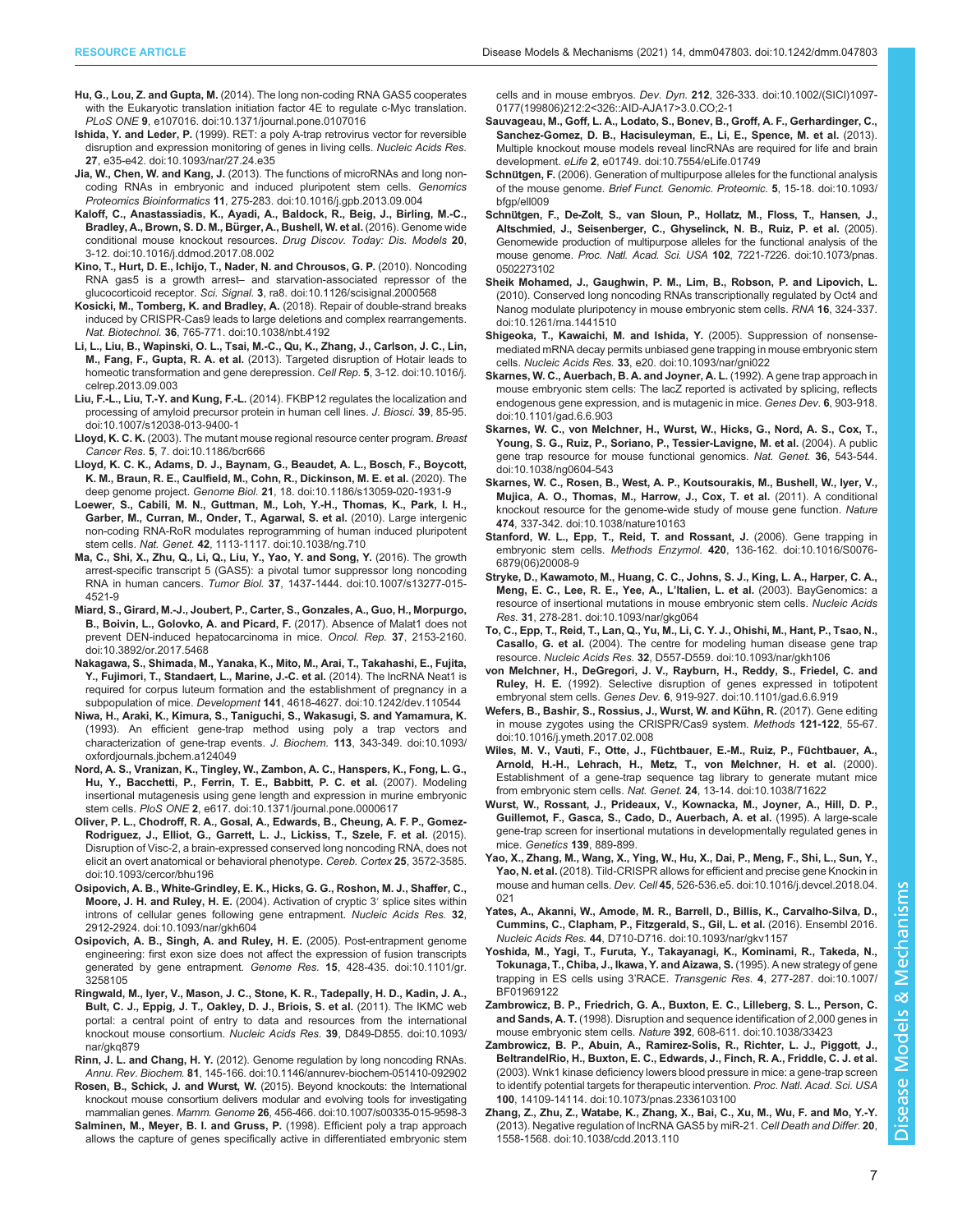**Hu, G., Lou, Z. and Gupta, M.** (2014). The long non-coding RNA GAS5 cooperates with the Eukaryotic translation initiation factor 4E to regulate c-Myc translation. *PLoS ONE* **9**, e107016. doi:10.1371/journal.pone.0107016

**Ishida, Y. and Leder, P.** (1999). RET: a poly A-trap retrovirus vector for reversible disruption and expression monitoring of genes in living cells. *Nucleic Acids Res.* **27**, e35-e42. doi:10.1093/nar/27.24.e35

**Jia, W., Chen, W. and Kang, J.** (2013). The functions of microRNAs and long non-coding RNAs in embryonic and induced pluripotent stem cells. *Genomics Proteomics Bioinformatics* **11**, 275-283. doi:10.1016/j.gpb.2013.09.004

**Kaloff, C., Anastassiadis, K., Ayadi, A., Baldock, R., Beig, J., Birling, M.-C., Bradley, A., Brown, S. D. M., Bürger, A., Bushell, W. et al.** (2016). Genome wide conditional mouse knockout resources. *Drug Discov. Today: Dis. Models* **20**, 3-12. doi:10.1016/j.ddmod.2017.08.002

**Kino, T., Hurt, D. E., Ichijo, T., Nader, N. and Chrousos, G. P.** (2010). Noncoding RNA gas5 is a growth arrest– and starvation-associated repressor of the glucocorticoid receptor. *Sci. Signal.* **3**, ra8. doi:10.1126/scisignal.2000568

**Kosicki, M., Tomberg, K. and Bradley, A.** (2018). Repair of double-strand breaks induced by CRISPR-Cas9 leads to large deletions and complex rearrangements. *Nat. Biotechnol.* **36**, 765-771. doi:10.1038/nbt.4192

**Li, L., Liu, B., Wapinski, O. L., Tsai, M.-C., Qu, K., Zhang, J., Carlson, J. C., Lin, M., Fang, F., Gupta, R. A. et al.** (2013). Targeted disruption of Hotair leads to homeotic transformation and gene derepression. *Cell Rep.* **5**, 3-12. doi:10.1016/j.celrep.2013.09.003

**Liu, F.-L., Liu, T.-Y. and Kung, F.-L.** (2014). FKBP12 regulates the localization and processing of amyloid precursor protein in human cell lines. *J. Biosci.* **39**, 85-95. doi:10.1007/s12038-013-9400-1

**Lloyd, K. C. K.** (2003). The mutant mouse regional resource center program. *Breast Cancer Res.* **5**, 7. doi:10.1186/bcr666

**Lloyd, K. C. K., Adams, D. J., Baynam, G., Beaudet, A. L., Bosch, F., Boycott, K. M., Braun, R. E., Caulfield, M., Cohn, R., Dickinson, M. E. et al.** (2020). The deep genome project. *Genome Biol.* **21**, 18. doi:10.1186/s13059-020-1931-9

**Loewer, S., Cabili, M. N., Guttman, M., Loh, Y.-H., Thomas, K., Park, I. H., Garber, M., Curran, M., Onder, T., Agarwal, S. et al.** (2010). Large intergenic non-coding RNA-RoR modulates reprogramming of human induced pluripotent stem cells. *Nat. Genet.* **42**, 1113-1117. doi:10.1038/ng.710

**Ma, C., Shi, X., Zhu, Q., Li, Q., Liu, Y., Yao, Y. and Song, Y.** (2016). The growth arrest-specific transcript 5 (GAS5): a pivotal tumor suppressor long noncoding RNA in human cancers. *Tumor Biol.* **37**, 1437-1444. doi:10.1007/s13277-015-4521-9

**Miard, S., Girard, M.-J., Joubert, P., Carter, S., Gonzales, A., Guo, H., Morpurgo, B., Boivin, L., Golovko, A. and Picard, F.** (2017). Absence of Malat1 does not prevent DEN-induced hepatocarcinoma in mice. *Oncol. Rep.* **37**, 2153-2160. doi:10.3892/or.2017.5468

**Nakagawa, S., Shimada, M., Yanaka, K., Mito, M., Arai, T., Takahashi, E., Fujita, Y., Fujimori, T., Standaert, L., Marine, J.-C. et al.** (2014). The lncRNA Neat1 is required for corpus luteum formation and the establishment of pregnancy in a subpopulation of mice. *Development* **141**, 4618-4627. doi:10.1242/dev.110544

**Niwa, H., Araki, K., Kimura, S., Taniguchi, S., Wakasugi, S. and Yamamura, K.** (1993). An efficient gene-trap method using poly a trap vectors and characterization of gene-trap events. *J. Biochem.* **113**, 343-349. doi:10.1093/oxfordjournals.jbchem.a124049

**Nord, A. S., Vranizan, K., Tingley, W., Zambon, A. C., Hanspers, K., Fong, L. G., Hu, Y., Bacchetti, P., Ferrin, T. E., Babbitt, P. C. et al.** (2007). Modeling insertional mutagenesis using gene length and expression in murine embryonic stem cells. *PloS ONE* **2**, e617. doi:10.1371/journal.pone.0000617

**Oliver, P. L., Chodroff, R. A., Gosal, A., Edwards, B., Cheung, A. F. P., Gomez-Rodriguez, J., Elliot, G., Garrett, L. J., Lickiss, T., Szele, F. et al.** (2015). Disruption of Visc-2, a brain-expressed conserved long noncoding RNA, does not elicit an overt anatomical or behavioral phenotype. *Cereb. Cortex* **25**, 3572-3585. doi:10.1093/cercor/bhu196

**Osipovich, A. B., White-Grindley, E. K., Hicks, G. G., Roshon, M. J., Shaffer, C., Moore, J. H. and Ruley, H. E.** (2004). Activation of cryptic 3′ splice sites within introns of cellular genes following gene entrapment. *Nucleic Acids Res.* **32**, 2912-2924. doi:10.1093/nar/gkh604

**Osipovich, A. B., Singh, A. and Ruley, H. E.** (2005). Post-entrapment genome engineering: first exon size does not affect the expression of fusion transcripts generated by gene entrapment. *Genome Res.* **15**, 428-435. doi:10.1101/gr.3258105

**Ringwald, M., Iyer, V., Mason, J. C., Stone, K. R., Tadepally, H. D., Kadin, J. A., Bult, C. J., Eppig, J. T., Oakley, D. J., Briois, S. et al.** (2011). The IKMC web portal: a central point of entry to data and resources from the international knockout mouse consortium. *Nucleic Acids Res.* **39**, D849-D855. doi:10.1093/nar/gkq879

**Rinn, J. L. and Chang, H. Y.** (2012). Genome regulation by long noncoding RNAs. *Annu. Rev. Biochem.* **81**, 145-166. doi:10.1146/annurev-biochem-051410-092902

**Rosen, B., Schick, J. and Wurst, W.** (2015). Beyond knockouts: the International knockout mouse consortium delivers modular and evolving tools for investigating mammalian genes. *Mamm. Genome* **26**, 456-466. doi:10.1007/s00335-015-9598-3

**Salminen, M., Meyer, B. I. and Gruss, P.** (1998). Efficient poly a trap approach allows the capture of genes specifically active in differentiated embryonic stem cells and in mouse embryos. *Dev. Dyn.* **212**, 326-333. doi:10.1002/(SICI)1097-0177(199806)212:2<326::AID-AJA17>3.0.CO;2-1

**Sauvageau, M., Goff, L. A., Lodato, S., Bonev, B., Groff, A. F., Gerhardinger, C., Sanchez-Gomez, D. B., Hacisuleyman, E., Li, E., Spence, M. et al.** (2013). Multiple knockout mouse models reveal lincRNAs are required for life and brain development. *eLife* **2**, e01749. doi:10.7554/eLife.01749

**Schnütgen, F.** (2006). Generation of multipurpose alleles for the functional analysis of the mouse genome. *Brief Funct. Genomic. Proteomic.* **5**, 15-18. doi:10.1093/bfgp/ell009

**Schnütgen, F., De-Zolt, S., van Sloun, P., Hollatz, M., Floss, T., Hansen, J., Altschmied, J., Seisenberger, C., Ghyselinck, N. B., Ruiz, P. et al.** (2005). Genomewide production of multipurpose alleles for the functional analysis of the mouse genome. *Proc. Natl. Acad. Sci. USA* **102**, 7221-7226. doi:10.1073/pnas.0502273102

**Sheik Mohamed, J., Gaughwin, P. M., Lim, B., Robson, P. and Lipovich, L.** (2010). Conserved long noncoding RNAs transcriptionally regulated by Oct4 and Nanog modulate pluripotency in mouse embryonic stem cells. *RNA* **16**, 324-337. doi:10.1261/rna.1441510

**Shigeoka, T., Kawaichi, M. and Ishida, Y.** (2005). Suppression of nonsense-mediated mRNA decay permits unbiased gene trapping in mouse embryonic stem cells. *Nucleic Acids Res.* **33**, e20. doi:10.1093/nar/gni022

**Skarnes, W. C., Auerbach, B. A. and Joyner, A. L.** (1992). A gene trap approach in mouse embryonic stem cells: the lacZ reported is activated by splicing, reflects endogenous gene expression, and is mutagenic in mice. *Genes Dev.* **6**, 903-918. doi:10.1101/gad.6.6.903

**Skarnes, W. C., von Melchner, H., Wurst, W., Hicks, G., Nord, A. S., Cox, T., Young, S. G., Ruiz, P., Soriano, P., Tessier-Lavigne, M. et al.** (2004). A public gene trap resource for mouse functional genomics. *Nat. Genet.* **36**, 543-544. doi:10.1038/ng0604-543

**Skarnes, W. C., Rosen, B., West, A. P., Koutsourakis, M., Bushell, W., Iyer, V., Mujica, A. O., Thomas, M., Harrow, J., Cox, T. et al.** (2011). A conditional knockout resource for the genome-wide study of mouse gene function. *Nature* **474**, 337-342. doi:10.1038/nature10163

**Stanford, W. L., Epp, T., Reid, T. and Rossant, J.** (2006). Gene trapping in embryonic stem cells. *Methods Enzymol.* **420**, 136-162. doi:10.1016/S0076-6879(06)20008-9

**Stryke, D., Kawamoto, M., Huang, C. C., Johns, S. J., King, L. A., Harper, C. A., Meng, E. C., Lee, R. E., Yee, A., L'Italien, L. et al.** (2003). BayGenomics: a resource of insertional mutations in mouse embryonic stem cells. *Nucleic Acids Res.* **31**, 278-281. doi:10.1093/nar/gkg064

**To, C., Epp, T., Reid, T., Lan, Q., Yu, M., Li, C. Y. J., Ohishi, M., Hant, P., Tsao, N., Casallo, G. et al.** (2004). The centre for modeling human disease gene trap resource. *Nucleic Acids Res.* **32**, D557-D559. doi:10.1093/nar/gkh106

**von Melchner, H., DeGregori, J. V., Rayburn, H., Reddy, S., Friedel, C. and Ruley, H. E.** (1992). Selective disruption of genes expressed in totipotent embryonal stem cells. *Genes Dev.* **6**, 919-927. doi:10.1101/gad.6.6.919

**Wefers, B., Bashir, S., Rossius, J., Wurst, W. and Kühn, R.** (2017). Gene editing in mouse zygotes using the CRISPR/Cas9 system. *Methods* **121-122**, 55-67. doi:10.1016/j.ymeth.2017.02.008

**Wiles, M. V., Vauti, F., Otte, J., Füchtbauer, E.-M., Ruiz, P., Füchtbauer, A., Arnold, H.-H., Lehrach, H., Metz, T., von Melchner, H. et al.** (2000). Establishment of a gene-trap sequence tag library to generate mutant mice from embryonic stem cells. *Nat. Genet.* **24**, 13-14. doi:10.1038/71622

**Wurst, W., Rossant, J., Prideaux, V., Kownacka, M., Joyner, A., Hill, D. P., Guillemot, F., Gasca, S., Cado, D., Auerbach, A. et al.** (1995). A large-scale gene-trap screen for insertional mutations in developmentally regulated genes in mice. *Genetics* **139**, 889-899.

**Yao, X., Zhang, M., Wang, X., Ying, W., Hu, X., Dai, P., Meng, F., Shi, L., Sun, Y., Yao, N. et al.** (2018). Tild-CRISPR allows for efficient and precise gene Knockin in mouse and human cells. *Dev. Cell* **45**, 526-536.e5. doi:10.1016/j.devcel.2018.04.021

**Yates, A., Akanni, W., Amode, M. R., Barrell, D., Billis, K., Carvalho-Silva, D., Cummins, C., Clapham, P., Fitzgerald, S., Gil, L. et al.** (2016). Ensembl 2016. *Nucleic Acids Res.* **44**, D710-D716. doi:10.1093/nar/gkv1157

**Yoshida, M., Yagi, T., Furuta, Y., Takayanagi, K., Kominami, R., Takeda, N., Tokunaga, T., Chiba, J., Ikawa, Y. and Aizawa, S.** (1995). A new strategy of gene trapping in ES cells using 3′RACE. *Transgenic Res.* **4**, 277-287. doi:10.1007/BF01969122

**Zambrowicz, B. P., Friedrich, G. A., Buxton, E. C., Lilleberg, S. L., Person, C. and Sands, A. T.** (1998). Disruption and sequence identification of 2,000 genes in mouse embryonic stem cells. *Nature* **392**, 608-611. doi:10.1038/33423

**Zambrowicz, B. P., Abuin, A., Ramirez-Solis, R., Richter, L. J., Piggott, J., BeltrandelRio, H., Buxton, E. C., Edwards, J., Finch, R. A., Friddle, C. J. et al.** (2003). Wnk1 kinase deficiency lowers blood pressure in mice: a gene-trap screen to identify potential targets for therapeutic intervention. *Proc. Natl. Acad. Sci. USA* **100**, 14109-14114. doi:10.1073/pnas.2336103100

**Zhang, Z., Zhu, Z., Watabe, K., Zhang, X., Bai, C., Xu, M., Wu, F. and Mo, Y.-Y.** (2013). Negative regulation of lncRNA GAS5 by miR-21. *Cell Death and Differ.* **20**, 1558-1568. doi:10.1038/cdd.2013.110